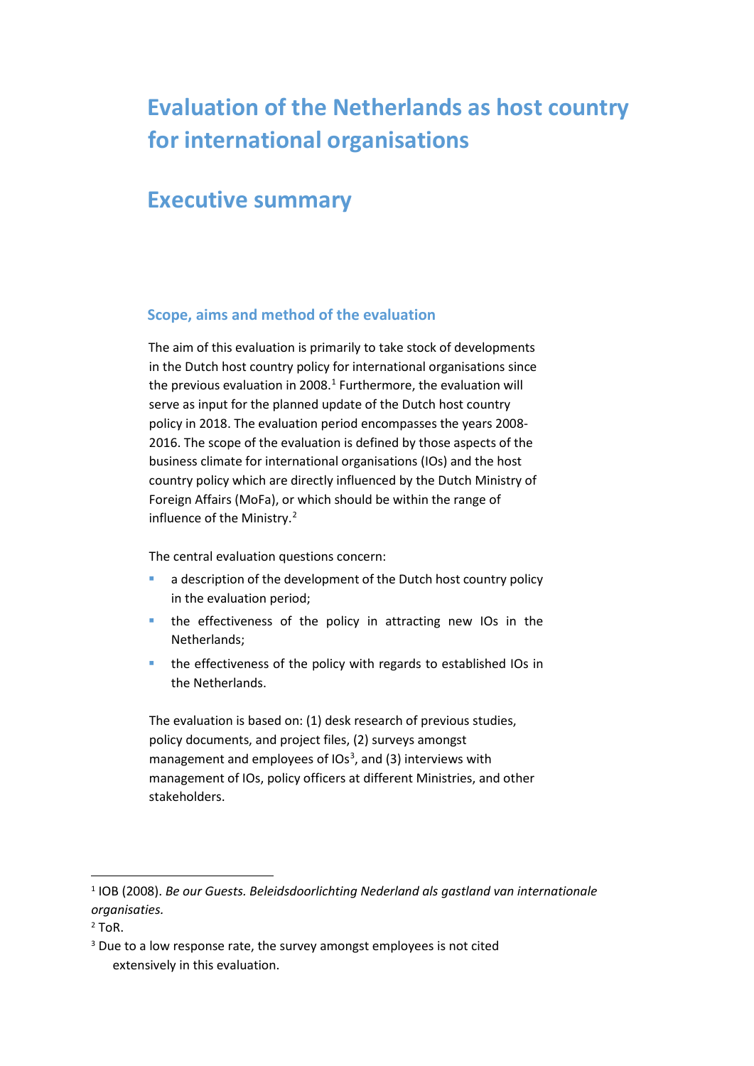# Evaluation of the Netherlands as host country for international organisations

# Executive summary

## Scope, aims and method of the evaluation

The aim of this evaluation is primarily to take stock of developments in the Dutch host country policy for international organisations since the previous evaluation in 2008.[1] Furthermore, the evaluation will serve as input for the planned update of the Dutch host country policy in 2018. The evaluation period encompasses the years 2008-2016. The scope of the evaluation is defined by those aspects of the business climate for international organisations (IOs) and the host country policy which are directly influenced by the Dutch Ministry of Foreign Affairs (MoFa), or which should be within the range of influence of the Ministry.[2]

The central evaluation questions concern:

- a description of the development of the Dutch host country policy in the evaluation period;
- the effectiveness of the policy in attracting new IOs in the Netherlands;
- the effectiveness of the policy with regards to established IOs in the Netherlands.

The evaluation is based on: (1) desk research of previous studies, policy documents, and project files, (2) surveys amongst management and employees of IOs[3], and (3) interviews with management of IOs, policy officers at different Ministries, and other stakeholders.

---

[1] IOB (2008). *Be our Guests. Beleidsdoorlichting Nederland als gastland van internationale organisaties.*

[2] ToR.

[3] Due to a low response rate, the survey amongst employees is not cited extensively in this evaluation.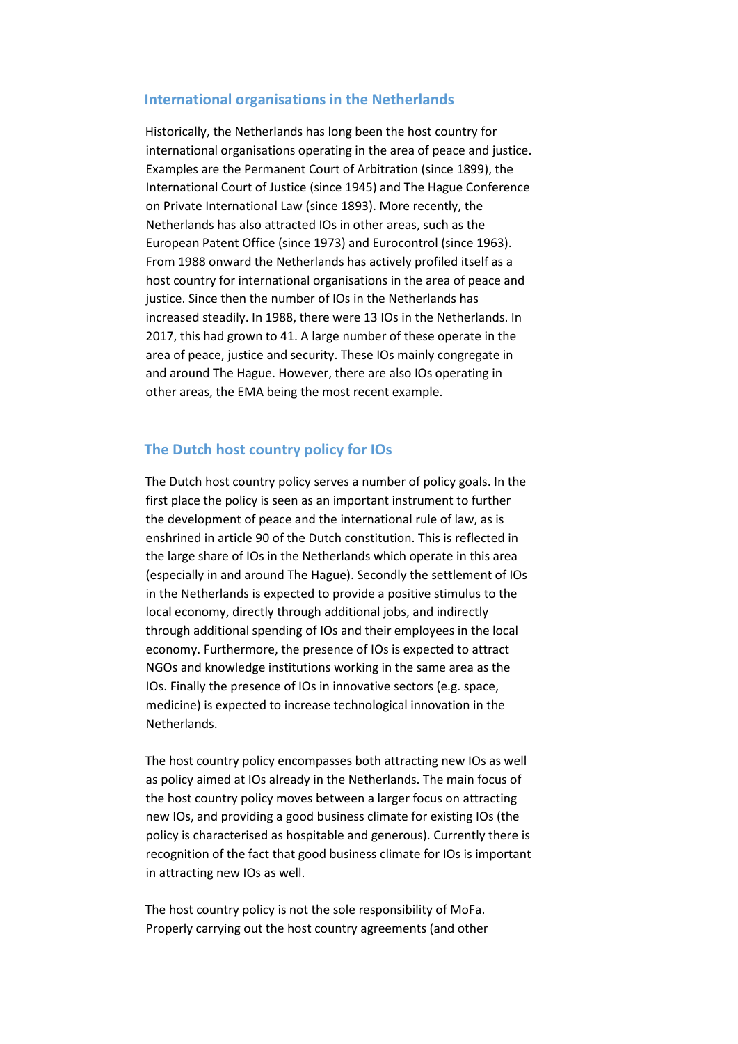## International organisations in the Netherlands

Historically, the Netherlands has long been the host country for international organisations operating in the area of peace and justice. Examples are the Permanent Court of Arbitration (since 1899), the International Court of Justice (since 1945) and The Hague Conference on Private International Law (since 1893). More recently, the Netherlands has also attracted IOs in other areas, such as the European Patent Office (since 1973) and Eurocontrol (since 1963). From 1988 onward the Netherlands has actively profiled itself as a host country for international organisations in the area of peace and justice. Since then the number of IOs in the Netherlands has increased steadily. In 1988, there were 13 IOs in the Netherlands. In 2017, this had grown to 41. A large number of these operate in the area of peace, justice and security. These IOs mainly congregate in and around The Hague. However, there are also IOs operating in other areas, the EMA being the most recent example.

## The Dutch host country policy for IOs

The Dutch host country policy serves a number of policy goals. In the first place the policy is seen as an important instrument to further the development of peace and the international rule of law, as is enshrined in article 90 of the Dutch constitution. This is reflected in the large share of IOs in the Netherlands which operate in this area (especially in and around The Hague). Secondly the settlement of IOs in the Netherlands is expected to provide a positive stimulus to the local economy, directly through additional jobs, and indirectly through additional spending of IOs and their employees in the local economy. Furthermore, the presence of IOs is expected to attract NGOs and knowledge institutions working in the same area as the IOs. Finally the presence of IOs in innovative sectors (e.g. space, medicine) is expected to increase technological innovation in the Netherlands.

The host country policy encompasses both attracting new IOs as well as policy aimed at IOs already in the Netherlands. The main focus of the host country policy moves between a larger focus on attracting new IOs, and providing a good business climate for existing IOs (the policy is characterised as hospitable and generous). Currently there is recognition of the fact that good business climate for IOs is important in attracting new IOs as well.

The host country policy is not the sole responsibility of MoFa. Properly carrying out the host country agreements (and other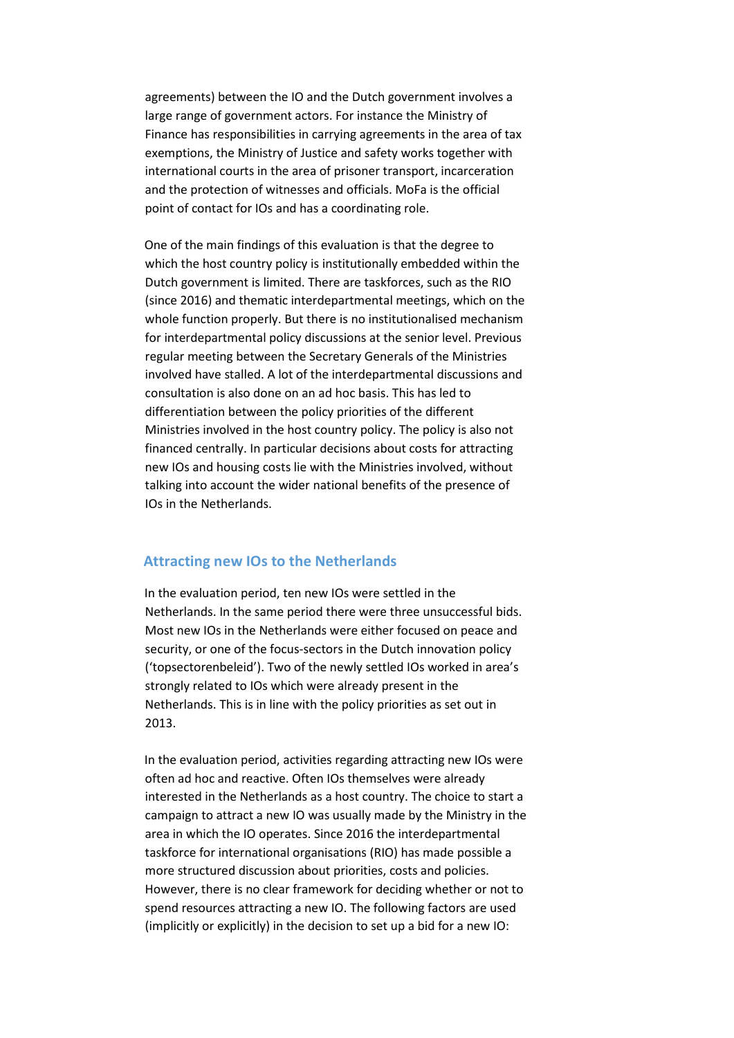agreements) between the IO and the Dutch government involves a large range of government actors. For instance the Ministry of Finance has responsibilities in carrying agreements in the area of tax exemptions, the Ministry of Justice and safety works together with international courts in the area of prisoner transport, incarceration and the protection of witnesses and officials. MoFa is the official point of contact for IOs and has a coordinating role.

One of the main findings of this evaluation is that the degree to which the host country policy is institutionally embedded within the Dutch government is limited. There are taskforces, such as the RIO (since 2016) and thematic interdepartmental meetings, which on the whole function properly. But there is no institutionalised mechanism for interdepartmental policy discussions at the senior level. Previous regular meeting between the Secretary Generals of the Ministries involved have stalled. A lot of the interdepartmental discussions and consultation is also done on an ad hoc basis. This has led to differentiation between the policy priorities of the different Ministries involved in the host country policy. The policy is also not financed centrally. In particular decisions about costs for attracting new IOs and housing costs lie with the Ministries involved, without talking into account the wider national benefits of the presence of IOs in the Netherlands.

## Attracting new IOs to the Netherlands

In the evaluation period, ten new IOs were settled in the Netherlands. In the same period there were three unsuccessful bids. Most new IOs in the Netherlands were either focused on peace and security, or one of the focus-sectors in the Dutch innovation policy ('topsectorenbeleid'). Two of the newly settled IOs worked in area's strongly related to IOs which were already present in the Netherlands. This is in line with the policy priorities as set out in 2013.

In the evaluation period, activities regarding attracting new IOs were often ad hoc and reactive. Often IOs themselves were already interested in the Netherlands as a host country. The choice to start a campaign to attract a new IO was usually made by the Ministry in the area in which the IO operates. Since 2016 the interdepartmental taskforce for international organisations (RIO) has made possible a more structured discussion about priorities, costs and policies. However, there is no clear framework for deciding whether or not to spend resources attracting a new IO. The following factors are used (implicitly or explicitly) in the decision to set up a bid for a new IO: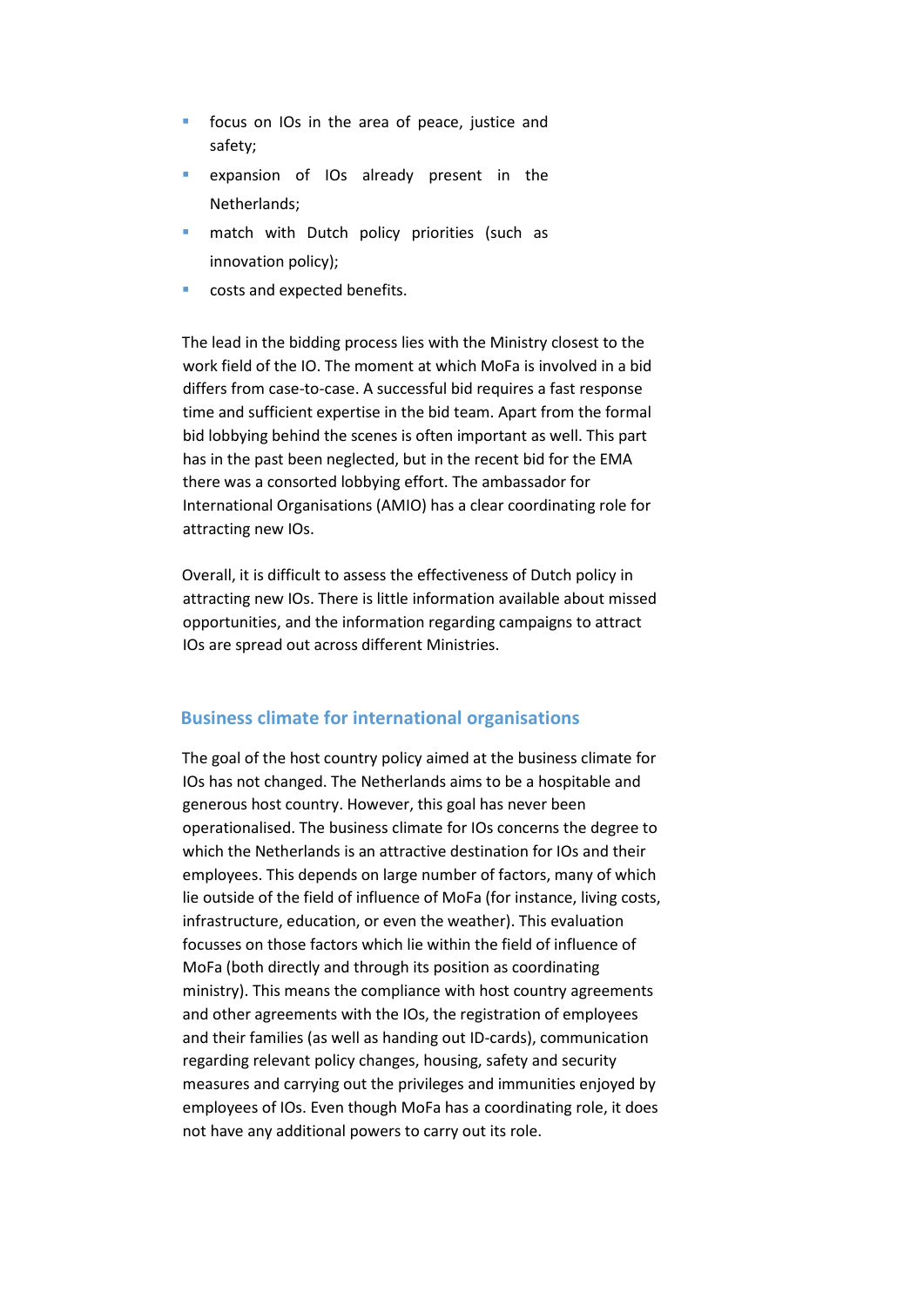- focus on IOs in the area of peace, justice and safety;
- expansion of IOs already present in the Netherlands;
- match with Dutch policy priorities (such as innovation policy);
- costs and expected benefits.

The lead in the bidding process lies with the Ministry closest to the work field of the IO. The moment at which MoFa is involved in a bid differs from case-to-case. A successful bid requires a fast response time and sufficient expertise in the bid team. Apart from the formal bid lobbying behind the scenes is often important as well. This part has in the past been neglected, but in the recent bid for the EMA there was a consorted lobbying effort. The ambassador for International Organisations (AMIO) has a clear coordinating role for attracting new IOs.

Overall, it is difficult to assess the effectiveness of Dutch policy in attracting new IOs. There is little information available about missed opportunities, and the information regarding campaigns to attract IOs are spread out across different Ministries.

## Business climate for international organisations

The goal of the host country policy aimed at the business climate for IOs has not changed. The Netherlands aims to be a hospitable and generous host country. However, this goal has never been operationalised. The business climate for IOs concerns the degree to which the Netherlands is an attractive destination for IOs and their employees. This depends on large number of factors, many of which lie outside of the field of influence of MoFa (for instance, living costs, infrastructure, education, or even the weather). This evaluation focusses on those factors which lie within the field of influence of MoFa (both directly and through its position as coordinating ministry). This means the compliance with host country agreements and other agreements with the IOs, the registration of employees and their families (as well as handing out ID-cards), communication regarding relevant policy changes, housing, safety and security measures and carrying out the privileges and immunities enjoyed by employees of IOs. Even though MoFa has a coordinating role, it does not have any additional powers to carry out its role.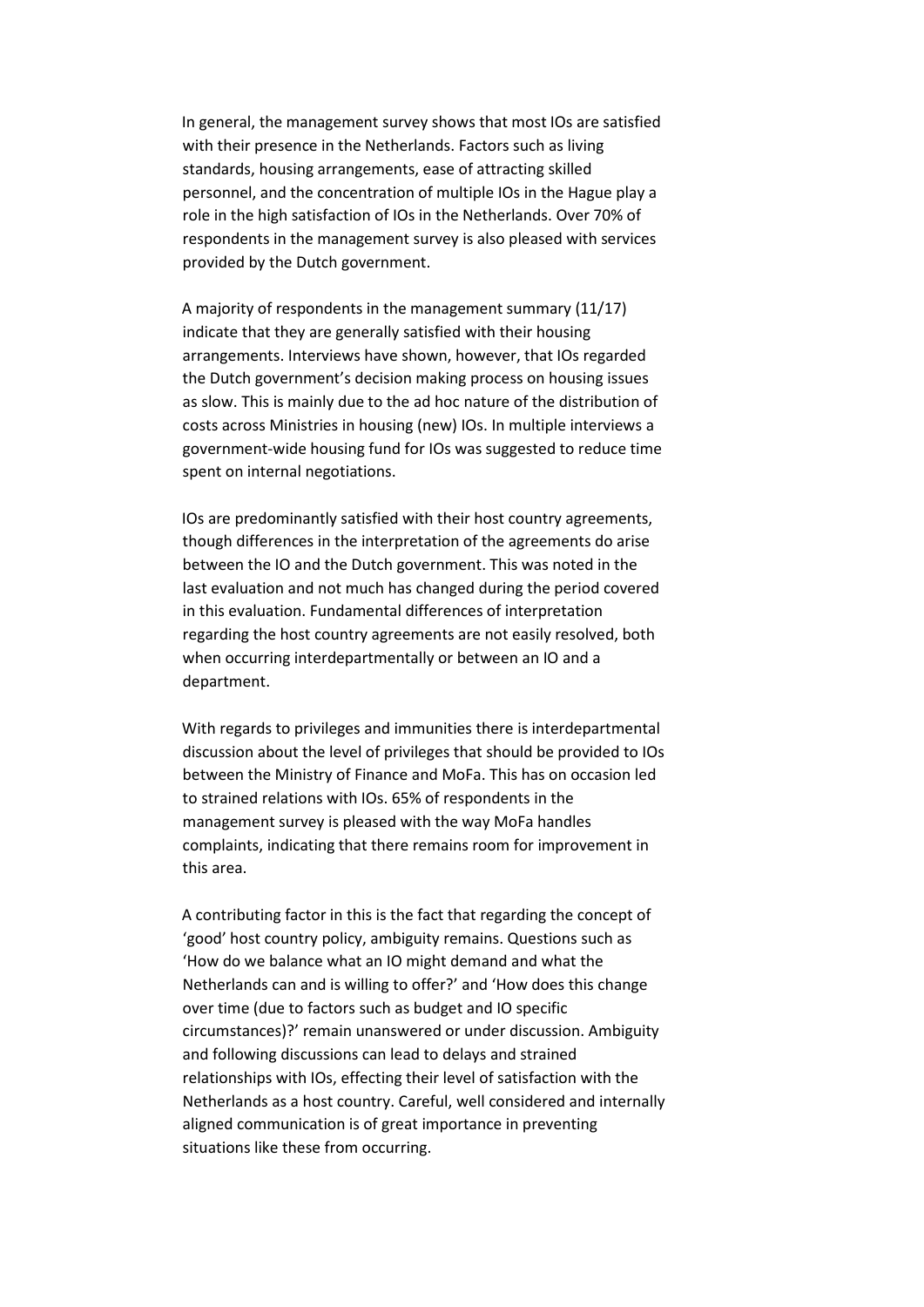In general, the management survey shows that most IOs are satisfied with their presence in the Netherlands. Factors such as living standards, housing arrangements, ease of attracting skilled personnel, and the concentration of multiple IOs in the Hague play a role in the high satisfaction of IOs in the Netherlands. Over 70% of respondents in the management survey is also pleased with services provided by the Dutch government.

A majority of respondents in the management summary (11/17) indicate that they are generally satisfied with their housing arrangements. Interviews have shown, however, that IOs regarded the Dutch government's decision making process on housing issues as slow. This is mainly due to the ad hoc nature of the distribution of costs across Ministries in housing (new) IOs. In multiple interviews a government-wide housing fund for IOs was suggested to reduce time spent on internal negotiations.

IOs are predominantly satisfied with their host country agreements, though differences in the interpretation of the agreements do arise between the IO and the Dutch government. This was noted in the last evaluation and not much has changed during the period covered in this evaluation. Fundamental differences of interpretation regarding the host country agreements are not easily resolved, both when occurring interdepartmentally or between an IO and a department.

With regards to privileges and immunities there is interdepartmental discussion about the level of privileges that should be provided to IOs between the Ministry of Finance and MoFa. This has on occasion led to strained relations with IOs. 65% of respondents in the management survey is pleased with the way MoFa handles complaints, indicating that there remains room for improvement in this area.

A contributing factor in this is the fact that regarding the concept of 'good' host country policy, ambiguity remains. Questions such as 'How do we balance what an IO might demand and what the Netherlands can and is willing to offer?' and 'How does this change over time (due to factors such as budget and IO specific circumstances)?' remain unanswered or under discussion. Ambiguity and following discussions can lead to delays and strained relationships with IOs, effecting their level of satisfaction with the Netherlands as a host country. Careful, well considered and internally aligned communication is of great importance in preventing situations like these from occurring.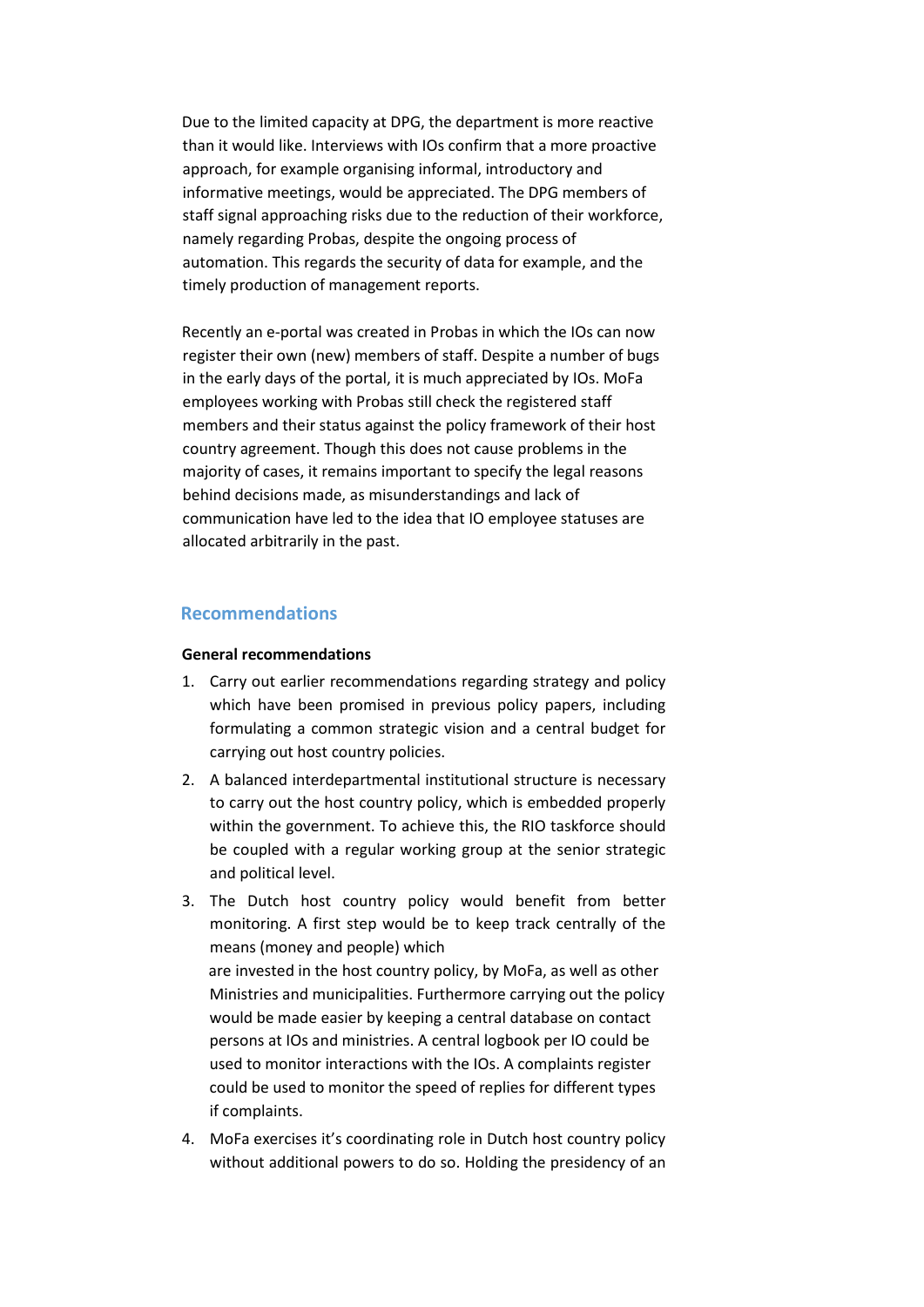Due to the limited capacity at DPG, the department is more reactive than it would like. Interviews with IOs confirm that a more proactive approach, for example organising informal, introductory and informative meetings, would be appreciated. The DPG members of staff signal approaching risks due to the reduction of their workforce, namely regarding Probas, despite the ongoing process of automation. This regards the security of data for example, and the timely production of management reports.

Recently an e-portal was created in Probas in which the IOs can now register their own (new) members of staff. Despite a number of bugs in the early days of the portal, it is much appreciated by IOs. MoFa employees working with Probas still check the registered staff members and their status against the policy framework of their host country agreement. Though this does not cause problems in the majority of cases, it remains important to specify the legal reasons behind decisions made, as misunderstandings and lack of communication have led to the idea that IO employee statuses are allocated arbitrarily in the past.

## Recommendations

**General recommendations**

1. Carry out earlier recommendations regarding strategy and policy which have been promised in previous policy papers, including formulating a common strategic vision and a central budget for carrying out host country policies.
2. A balanced interdepartmental institutional structure is necessary to carry out the host country policy, which is embedded properly within the government. To achieve this, the RIO taskforce should be coupled with a regular working group at the senior strategic and political level.
3. The Dutch host country policy would benefit from better monitoring. A first step would be to keep track centrally of the means (money and people) which are invested in the host country policy, by MoFa, as well as other Ministries and municipalities. Furthermore carrying out the policy would be made easier by keeping a central database on contact persons at IOs and ministries. A central logbook per IO could be used to monitor interactions with the IOs. A complaints register could be used to monitor the speed of replies for different types if complaints.
4. MoFa exercises it's coordinating role in Dutch host country policy without additional powers to do so. Holding the presidency of an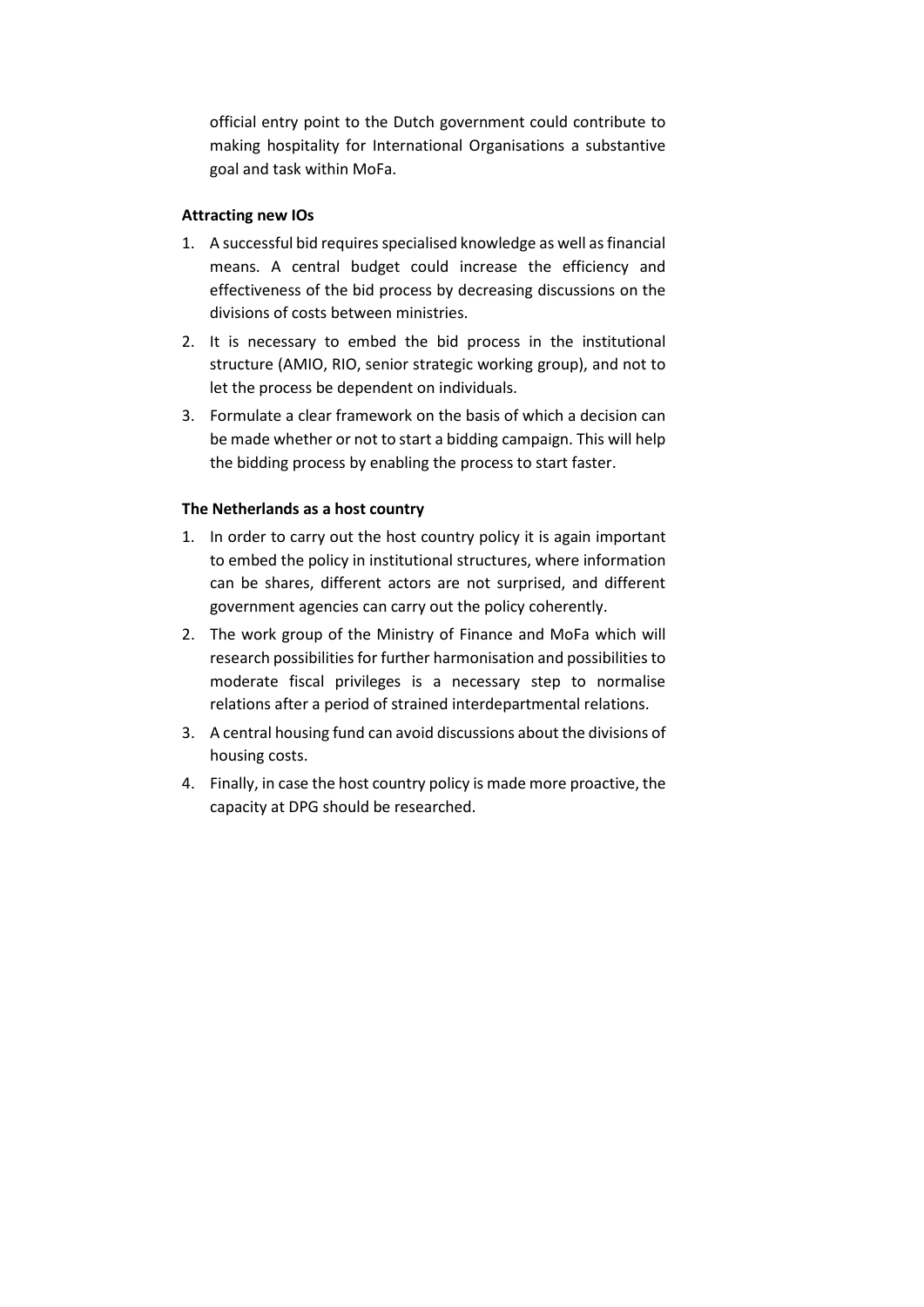official entry point to the Dutch government could contribute to making hospitality for International Organisations a substantive goal and task within MoFa.

**Attracting new IOs**

1. A successful bid requires specialised knowledge as well as financial means. A central budget could increase the efficiency and effectiveness of the bid process by decreasing discussions on the divisions of costs between ministries.
2. It is necessary to embed the bid process in the institutional structure (AMIO, RIO, senior strategic working group), and not to let the process be dependent on individuals.
3. Formulate a clear framework on the basis of which a decision can be made whether or not to start a bidding campaign. This will help the bidding process by enabling the process to start faster.

**The Netherlands as a host country**

1. In order to carry out the host country policy it is again important to embed the policy in institutional structures, where information can be shares, different actors are not surprised, and different government agencies can carry out the policy coherently.
2. The work group of the Ministry of Finance and MoFa which will research possibilities for further harmonisation and possibilities to moderate fiscal privileges is a necessary step to normalise relations after a period of strained interdepartmental relations.
3. A central housing fund can avoid discussions about the divisions of housing costs.
4. Finally, in case the host country policy is made more proactive, the capacity at DPG should be researched.